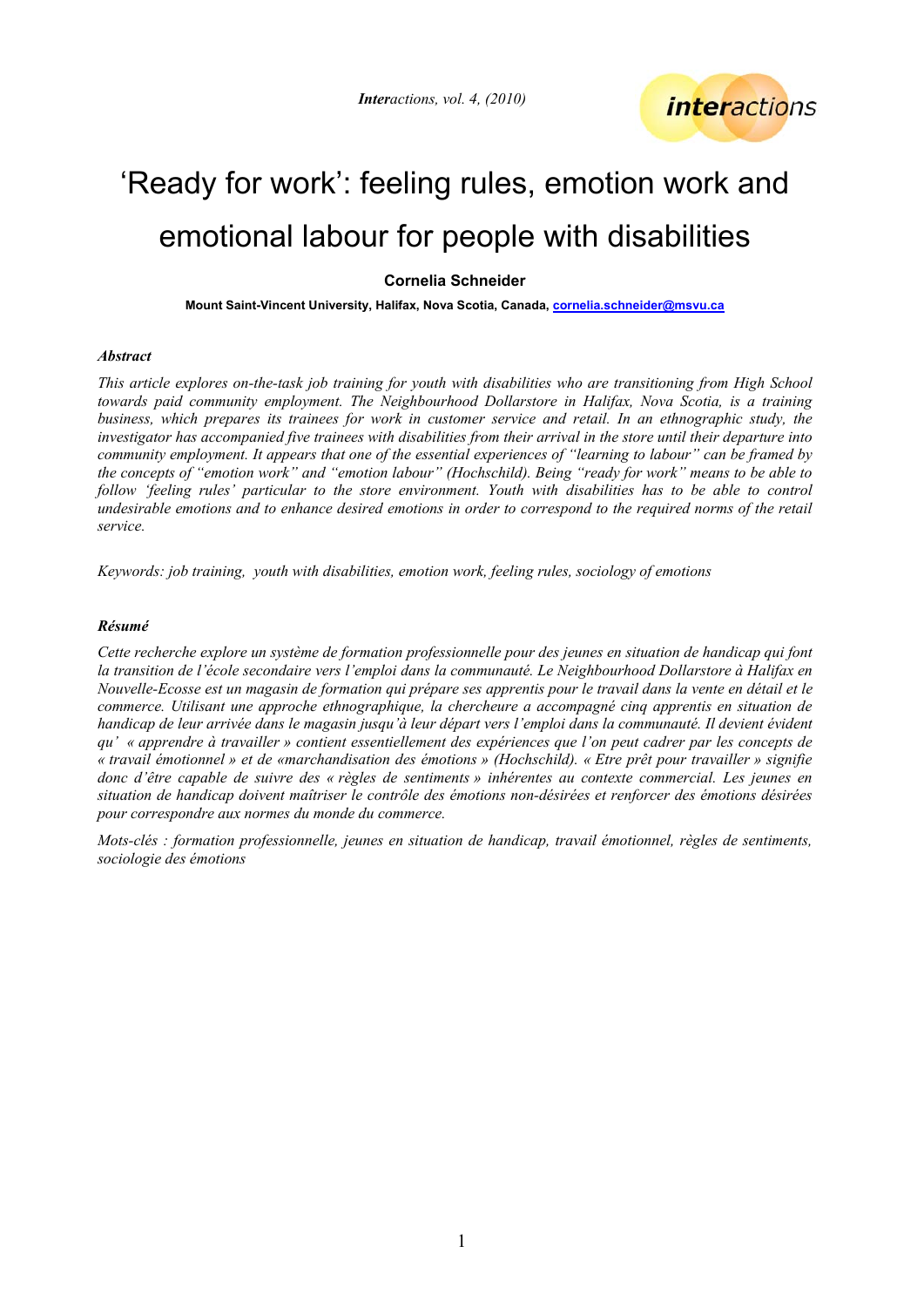# 'Ready for work': feeling rules, emotion work and emotional labour for people with disabilities

**Cornelia Schneider**

**Mount Saint-Vincent University, Halifax, Nova Scotia, Canada, cornelia.schneider@msvu.ca**

***Abstract***

*This article explores on-the-task job training for youth with disabilities who are transitioning from High School towards paid community employment. The Neighbourhood Dollarstore in Halifax, Nova Scotia, is a training business, which prepares its trainees for work in customer service and retail. In an ethnographic study, the investigator has accompanied five trainees with disabilities from their arrival in the store until their departure into community employment. It appears that one of the essential experiences of "learning to labour" can be framed by the concepts of "emotion work" and "emotion labour" (Hochschild). Being "ready for work" means to be able to follow 'feeling rules' particular to the store environment. Youth with disabilities has to be able to control undesirable emotions and to enhance desired emotions in order to correspond to the required norms of the retail service.*

*Keywords: job training, youth with disabilities, emotion work, feeling rules, sociology of emotions*

***Résumé***

*Cette recherche explore un système de formation professionnelle pour des jeunes en situation de handicap qui font la transition de l'école secondaire vers l'emploi dans la communauté. Le Neighbourhood Dollarstore à Halifax en Nouvelle-Ecosse est un magasin de formation qui prépare ses apprentis pour le travail dans la vente en détail et le commerce. Utilisant une approche ethnographique, la chercheure a accompagné cinq apprentis en situation de handicap de leur arrivée dans le magasin jusqu'à leur départ vers l'emploi dans la communauté. Il devient évident qu' « apprendre à travailler » contient essentiellement des expériences que l'on peut cadrer par les concepts de « travail émotionnel » et de «marchandisation des émotions » (Hochschild). « Etre prêt pour travailler » signifie donc d'être capable de suivre des « règles de sentiments » inhérentes au contexte commercial. Les jeunes en situation de handicap doivent maîtriser le contrôle des émotions non-désirées et renforcer des émotions désirées pour correspondre aux normes du monde du commerce.*

*Mots-clés : formation professionnelle, jeunes en situation de handicap, travail émotionnel, règles de sentiments, sociologie des émotions*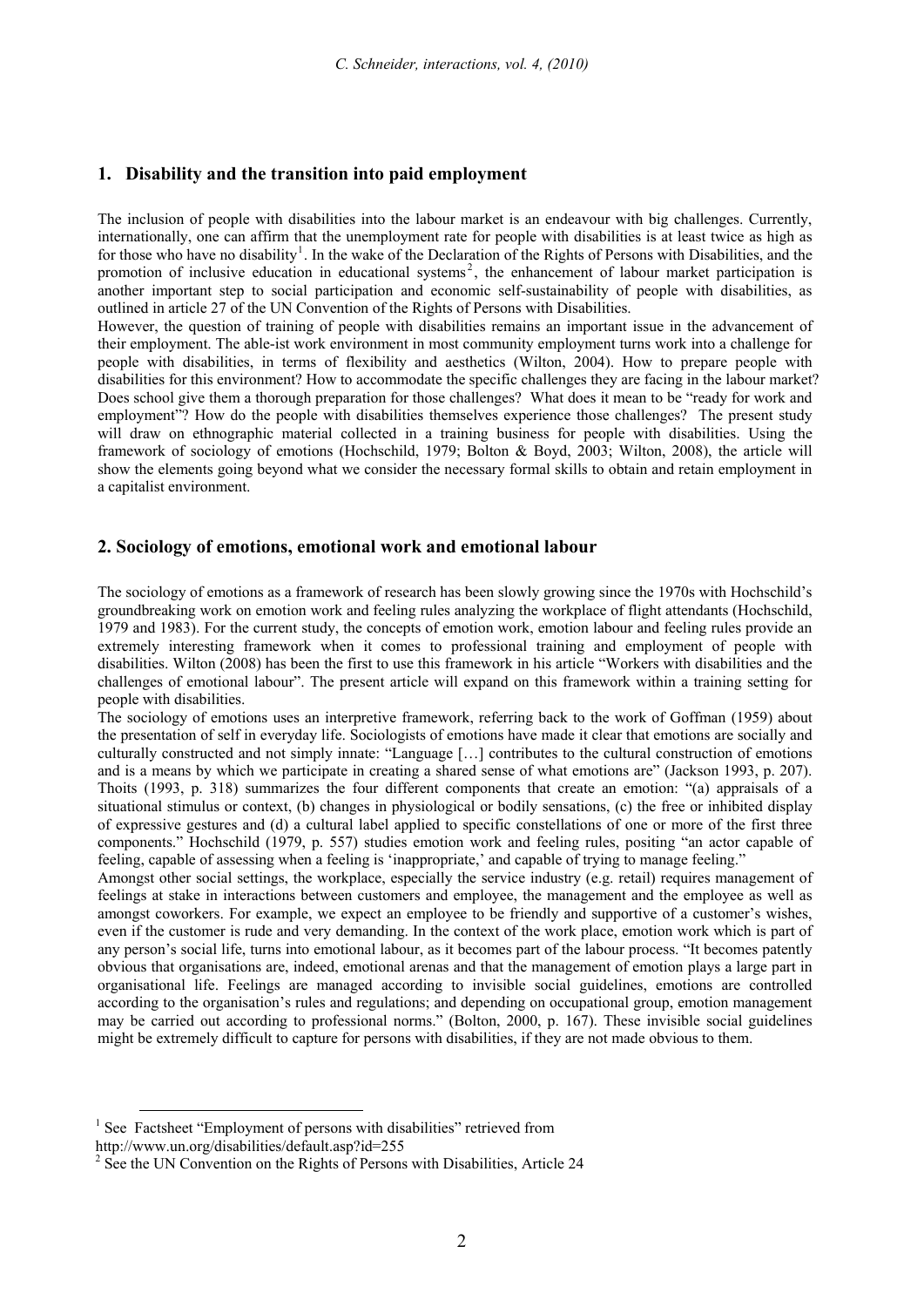## 1. Disability and the transition into paid employment

The inclusion of people with disabilities into the labour market is an endeavour with big challenges. Currently, internationally, one can affirm that the unemployment rate for people with disabilities is at least twice as high as for those who have no disability[1]. In the wake of the Declaration of the Rights of Persons with Disabilities, and the promotion of inclusive education in educational systems[2], the enhancement of labour market participation is another important step to social participation and economic self-sustainability of people with disabilities, as outlined in article 27 of the UN Convention of the Rights of Persons with Disabilities.

However, the question of training of people with disabilities remains an important issue in the advancement of their employment. The able-ist work environment in most community employment turns work into a challenge for people with disabilities, in terms of flexibility and aesthetics (Wilton, 2004). How to prepare people with disabilities for this environment? How to accommodate the specific challenges they are facing in the labour market? Does school give them a thorough preparation for those challenges? What does it mean to be "ready for work and employment"? How do the people with disabilities themselves experience those challenges? The present study will draw on ethnographic material collected in a training business for people with disabilities. Using the framework of sociology of emotions (Hochschild, 1979; Bolton & Boyd, 2003; Wilton, 2008), the article will show the elements going beyond what we consider the necessary formal skills to obtain and retain employment in a capitalist environment.

## 2. Sociology of emotions, emotional work and emotional labour

The sociology of emotions as a framework of research has been slowly growing since the 1970s with Hochschild's groundbreaking work on emotion work and feeling rules analyzing the workplace of flight attendants (Hochschild, 1979 and 1983). For the current study, the concepts of emotion work, emotion labour and feeling rules provide an extremely interesting framework when it comes to professional training and employment of people with disabilities. Wilton (2008) has been the first to use this framework in his article "Workers with disabilities and the challenges of emotional labour". The present article will expand on this framework within a training setting for people with disabilities.

The sociology of emotions uses an interpretive framework, referring back to the work of Goffman (1959) about the presentation of self in everyday life. Sociologists of emotions have made it clear that emotions are socially and culturally constructed and not simply innate: "Language […] contributes to the cultural construction of emotions and is a means by which we participate in creating a shared sense of what emotions are" (Jackson 1993, p. 207). Thoits (1993, p. 318) summarizes the four different components that create an emotion: "(a) appraisals of a situational stimulus or context, (b) changes in physiological or bodily sensations, (c) the free or inhibited display of expressive gestures and (d) a cultural label applied to specific constellations of one or more of the first three components." Hochschild (1979, p. 557) studies emotion work and feeling rules, positing "an actor capable of feeling, capable of assessing when a feeling is 'inappropriate,' and capable of trying to manage feeling."

Amongst other social settings, the workplace, especially the service industry (e.g. retail) requires management of feelings at stake in interactions between customers and employee, the management and the employee as well as amongst coworkers. For example, we expect an employee to be friendly and supportive of a customer's wishes, even if the customer is rude and very demanding. In the context of the work place, emotion work which is part of any person's social life, turns into emotional labour, as it becomes part of the labour process. "It becomes patently obvious that organisations are, indeed, emotional arenas and that the management of emotion plays a large part in organisational life. Feelings are managed according to invisible social guidelines, emotions are controlled according to the organisation's rules and regulations; and depending on occupational group, emotion management may be carried out according to professional norms." (Bolton, 2000, p. 167). These invisible social guidelines might be extremely difficult to capture for persons with disabilities, if they are not made obvious to them.

[1] See Factsheet "Employment of persons with disabilities" retrieved from http://www.un.org/disabilities/default.asp?id=255

[2] See the UN Convention on the Rights of Persons with Disabilities, Article 24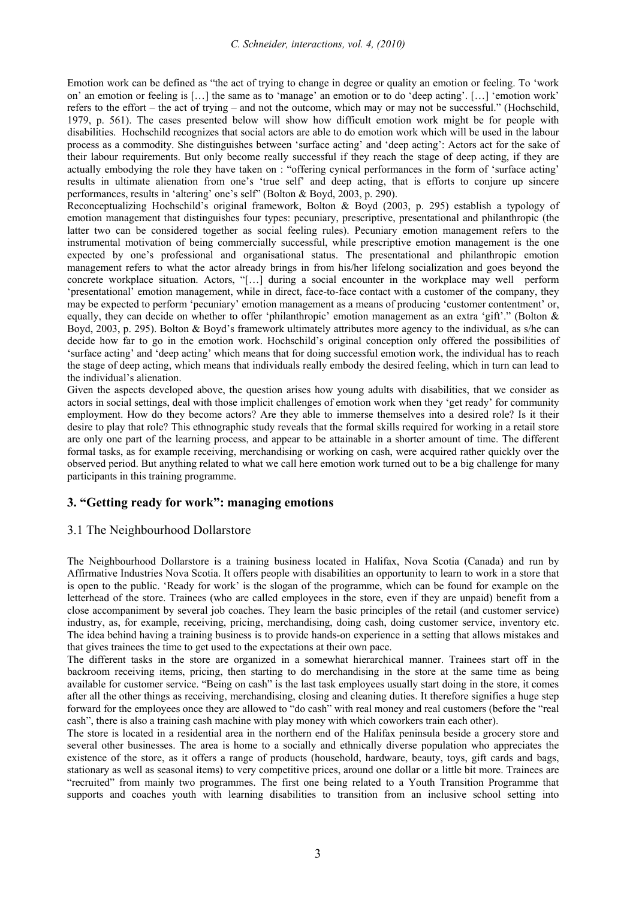Emotion work can be defined as "the act of trying to change in degree or quality an emotion or feeling. To 'work on' an emotion or feeling is […] the same as to 'manage' an emotion or to do 'deep acting'. […] 'emotion work' refers to the effort – the act of trying – and not the outcome, which may or may not be successful." (Hochschild, 1979, p. 561). The cases presented below will show how difficult emotion work might be for people with disabilities. Hochschild recognizes that social actors are able to do emotion work which will be used in the labour process as a commodity. She distinguishes between 'surface acting' and 'deep acting': Actors act for the sake of their labour requirements. But only become really successful if they reach the stage of deep acting, if they are actually embodying the role they have taken on : "offering cynical performances in the form of 'surface acting' results in ultimate alienation from one's 'true self' and deep acting, that is efforts to conjure up sincere performances, results in 'altering' one's self" (Bolton & Boyd, 2003, p. 290).

Reconceptualizing Hochschild's original framework, Bolton & Boyd (2003, p. 295) establish a typology of emotion management that distinguishes four types: pecuniary, prescriptive, presentational and philanthropic (the latter two can be considered together as social feeling rules). Pecuniary emotion management refers to the instrumental motivation of being commercially successful, while prescriptive emotion management is the one expected by one's professional and organisational status. The presentational and philanthropic emotion management refers to what the actor already brings in from his/her lifelong socialization and goes beyond the concrete workplace situation. Actors, "[…] during a social encounter in the workplace may well perform 'presentational' emotion management, while in direct, face-to-face contact with a customer of the company, they may be expected to perform 'pecuniary' emotion management as a means of producing 'customer contentment' or, equally, they can decide on whether to offer 'philanthropic' emotion management as an extra 'gift'." (Bolton & Boyd, 2003, p. 295). Bolton & Boyd's framework ultimately attributes more agency to the individual, as s/he can decide how far to go in the emotion work. Hochschild's original conception only offered the possibilities of 'surface acting' and 'deep acting' which means that for doing successful emotion work, the individual has to reach the stage of deep acting, which means that individuals really embody the desired feeling, which in turn can lead to the individual's alienation.

Given the aspects developed above, the question arises how young adults with disabilities, that we consider as actors in social settings, deal with those implicit challenges of emotion work when they 'get ready' for community employment. How do they become actors? Are they able to immerse themselves into a desired role? Is it their desire to play that role? This ethnographic study reveals that the formal skills required for working in a retail store are only one part of the learning process, and appear to be attainable in a shorter amount of time. The different formal tasks, as for example receiving, merchandising or working on cash, were acquired rather quickly over the observed period. But anything related to what we call here emotion work turned out to be a big challenge for many participants in this training programme.

## 3. "Getting ready for work": managing emotions

### 3.1 The Neighbourhood Dollarstore

The Neighbourhood Dollarstore is a training business located in Halifax, Nova Scotia (Canada) and run by Affirmative Industries Nova Scotia. It offers people with disabilities an opportunity to learn to work in a store that is open to the public. 'Ready for work' is the slogan of the programme, which can be found for example on the letterhead of the store. Trainees (who are called employees in the store, even if they are unpaid) benefit from a close accompaniment by several job coaches. They learn the basic principles of the retail (and customer service) industry, as, for example, receiving, pricing, merchandising, doing cash, doing customer service, inventory etc. The idea behind having a training business is to provide hands-on experience in a setting that allows mistakes and that gives trainees the time to get used to the expectations at their own pace.

The different tasks in the store are organized in a somewhat hierarchical manner. Trainees start off in the backroom receiving items, pricing, then starting to do merchandising in the store at the same time as being available for customer service. "Being on cash" is the last task employees usually start doing in the store, it comes after all the other things as receiving, merchandising, closing and cleaning duties. It therefore signifies a huge step forward for the employees once they are allowed to "do cash" with real money and real customers (before the "real cash", there is also a training cash machine with play money with which coworkers train each other).

The store is located in a residential area in the northern end of the Halifax peninsula beside a grocery store and several other businesses. The area is home to a socially and ethnically diverse population who appreciates the existence of the store, as it offers a range of products (household, hardware, beauty, toys, gift cards and bags, stationary as well as seasonal items) to very competitive prices, around one dollar or a little bit more. Trainees are "recruited" from mainly two programmes. The first one being related to a Youth Transition Programme that supports and coaches youth with learning disabilities to transition from an inclusive school setting into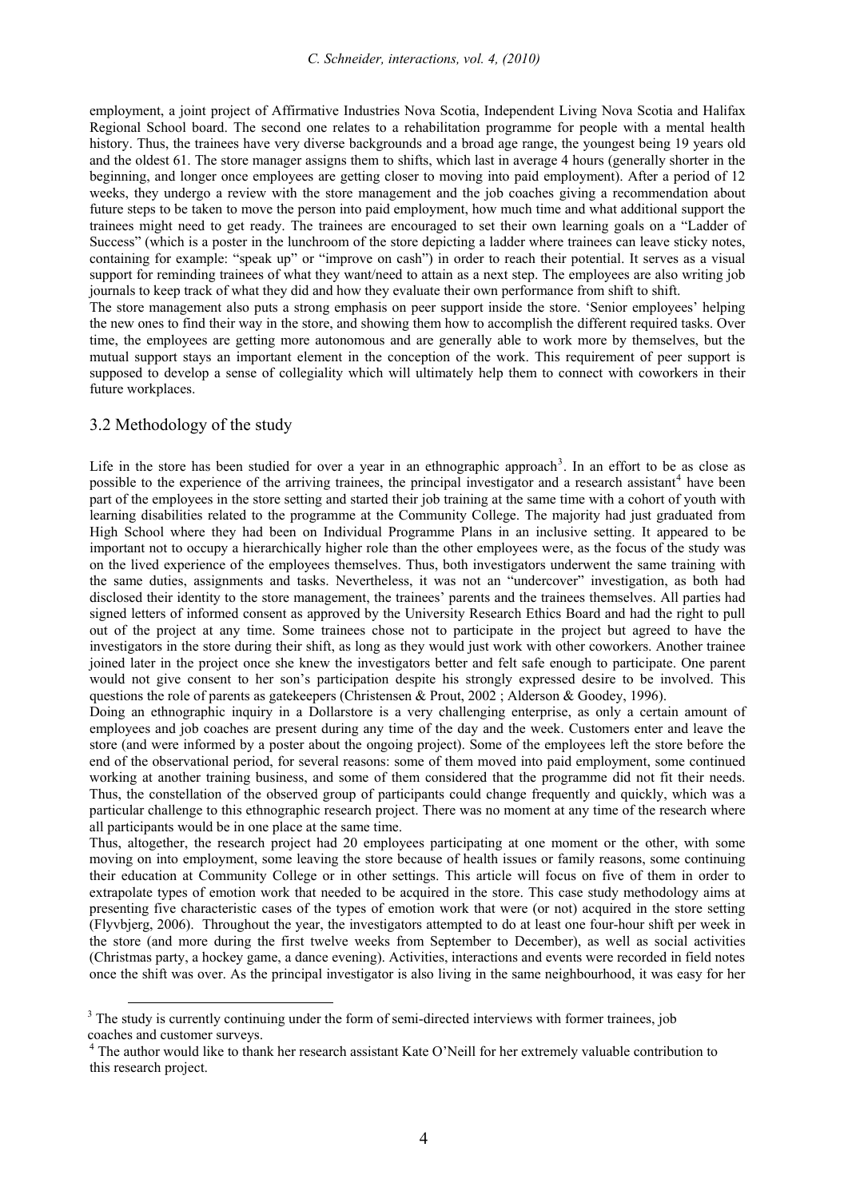employment, a joint project of Affirmative Industries Nova Scotia, Independent Living Nova Scotia and Halifax Regional School board. The second one relates to a rehabilitation programme for people with a mental health history. Thus, the trainees have very diverse backgrounds and a broad age range, the youngest being 19 years old and the oldest 61. The store manager assigns them to shifts, which last in average 4 hours (generally shorter in the beginning, and longer once employees are getting closer to moving into paid employment). After a period of 12 weeks, they undergo a review with the store management and the job coaches giving a recommendation about future steps to be taken to move the person into paid employment, how much time and what additional support the trainees might need to get ready. The trainees are encouraged to set their own learning goals on a "Ladder of Success" (which is a poster in the lunchroom of the store depicting a ladder where trainees can leave sticky notes, containing for example: "speak up" or "improve on cash") in order to reach their potential. It serves as a visual support for reminding trainees of what they want/need to attain as a next step. The employees are also writing job journals to keep track of what they did and how they evaluate their own performance from shift to shift.

The store management also puts a strong emphasis on peer support inside the store. 'Senior employees' helping the new ones to find their way in the store, and showing them how to accomplish the different required tasks. Over time, the employees are getting more autonomous and are generally able to work more by themselves, but the mutual support stays an important element in the conception of the work. This requirement of peer support is supposed to develop a sense of collegiality which will ultimately help them to connect with coworkers in their future workplaces.

## 3.2 Methodology of the study

Life in the store has been studied for over a year in an ethnographic approach[3]. In an effort to be as close as possible to the experience of the arriving trainees, the principal investigator and a research assistant[4] have been part of the employees in the store setting and started their job training at the same time with a cohort of youth with learning disabilities related to the programme at the Community College. The majority had just graduated from High School where they had been on Individual Programme Plans in an inclusive setting. It appeared to be important not to occupy a hierarchically higher role than the other employees were, as the focus of the study was on the lived experience of the employees themselves. Thus, both investigators underwent the same training with the same duties, assignments and tasks. Nevertheless, it was not an "undercover" investigation, as both had disclosed their identity to the store management, the trainees' parents and the trainees themselves. All parties had signed letters of informed consent as approved by the University Research Ethics Board and had the right to pull out of the project at any time. Some trainees chose not to participate in the project but agreed to have the investigators in the store during their shift, as long as they would just work with other coworkers. Another trainee joined later in the project once she knew the investigators better and felt safe enough to participate. One parent would not give consent to her son's participation despite his strongly expressed desire to be involved. This questions the role of parents as gatekeepers (Christensen & Prout, 2002 ; Alderson & Goodey, 1996).

Doing an ethnographic inquiry in a Dollarstore is a very challenging enterprise, as only a certain amount of employees and job coaches are present during any time of the day and the week. Customers enter and leave the store (and were informed by a poster about the ongoing project). Some of the employees left the store before the end of the observational period, for several reasons: some of them moved into paid employment, some continued working at another training business, and some of them considered that the programme did not fit their needs. Thus, the constellation of the observed group of participants could change frequently and quickly, which was a particular challenge to this ethnographic research project. There was no moment at any time of the research where all participants would be in one place at the same time.

Thus, altogether, the research project had 20 employees participating at one moment or the other, with some moving on into employment, some leaving the store because of health issues or family reasons, some continuing their education at Community College or in other settings. This article will focus on five of them in order to extrapolate types of emotion work that needed to be acquired in the store. This case study methodology aims at presenting five characteristic cases of the types of emotion work that were (or not) acquired in the store setting (Flyvbjerg, 2006). Throughout the year, the investigators attempted to do at least one four-hour shift per week in the store (and more during the first twelve weeks from September to December), as well as social activities (Christmas party, a hockey game, a dance evening). Activities, interactions and events were recorded in field notes once the shift was over. As the principal investigator is also living in the same neighbourhood, it was easy for her

[3] The study is currently continuing under the form of semi-directed interviews with former trainees, job coaches and customer surveys.

[4] The author would like to thank her research assistant Kate O'Neill for her extremely valuable contribution to this research project.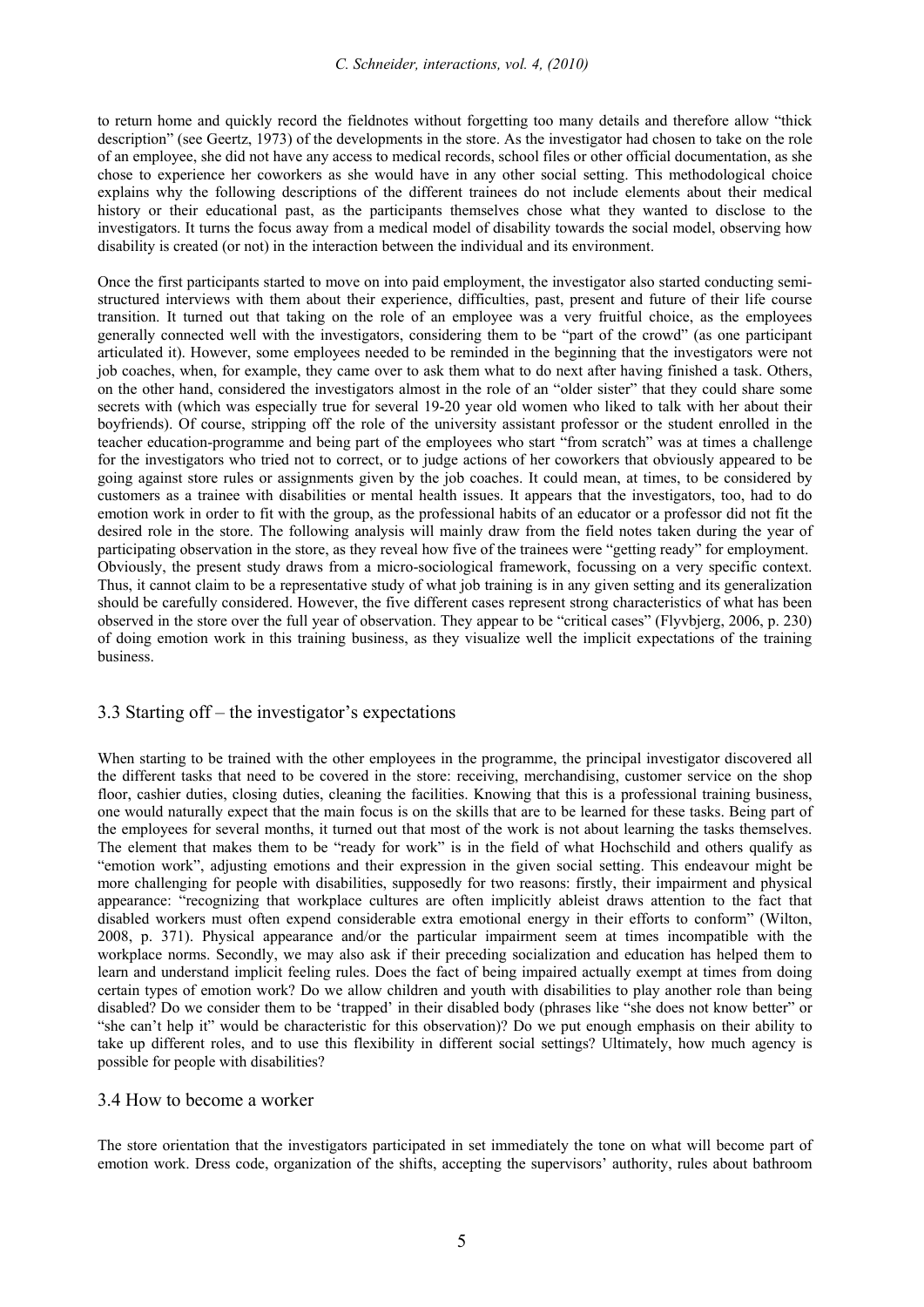to return home and quickly record the fieldnotes without forgetting too many details and therefore allow "thick description" (see Geertz, 1973) of the developments in the store. As the investigator had chosen to take on the role of an employee, she did not have any access to medical records, school files or other official documentation, as she chose to experience her coworkers as she would have in any other social setting. This methodological choice explains why the following descriptions of the different trainees do not include elements about their medical history or their educational past, as the participants themselves chose what they wanted to disclose to the investigators. It turns the focus away from a medical model of disability towards the social model, observing how disability is created (or not) in the interaction between the individual and its environment.

Once the first participants started to move on into paid employment, the investigator also started conducting semi-structured interviews with them about their experience, difficulties, past, present and future of their life course transition. It turned out that taking on the role of an employee was a very fruitful choice, as the employees generally connected well with the investigators, considering them to be "part of the crowd" (as one participant articulated it). However, some employees needed to be reminded in the beginning that the investigators were not job coaches, when, for example, they came over to ask them what to do next after having finished a task. Others, on the other hand, considered the investigators almost in the role of an "older sister" that they could share some secrets with (which was especially true for several 19-20 year old women who liked to talk with her about their boyfriends). Of course, stripping off the role of the university assistant professor or the student enrolled in the teacher education-programme and being part of the employees who start "from scratch" was at times a challenge for the investigators who tried not to correct, or to judge actions of her coworkers that obviously appeared to be going against store rules or assignments given by the job coaches. It could mean, at times, to be considered by customers as a trainee with disabilities or mental health issues. It appears that the investigators, too, had to do emotion work in order to fit with the group, as the professional habits of an educator or a professor did not fit the desired role in the store. The following analysis will mainly draw from the field notes taken during the year of participating observation in the store, as they reveal how five of the trainees were "getting ready" for employment. Obviously, the present study draws from a micro-sociological framework, focussing on a very specific context. Thus, it cannot claim to be a representative study of what job training is in any given setting and its generalization should be carefully considered. However, the five different cases represent strong characteristics of what has been observed in the store over the full year of observation. They appear to be "critical cases" (Flyvbjerg, 2006, p. 230) of doing emotion work in this training business, as they visualize well the implicit expectations of the training business.

### 3.3 Starting off – the investigator's expectations

When starting to be trained with the other employees in the programme, the principal investigator discovered all the different tasks that need to be covered in the store: receiving, merchandising, customer service on the shop floor, cashier duties, closing duties, cleaning the facilities. Knowing that this is a professional training business, one would naturally expect that the main focus is on the skills that are to be learned for these tasks. Being part of the employees for several months, it turned out that most of the work is not about learning the tasks themselves. The element that makes them to be "ready for work" is in the field of what Hochschild and others qualify as "emotion work", adjusting emotions and their expression in the given social setting. This endeavour might be more challenging for people with disabilities, supposedly for two reasons: firstly, their impairment and physical appearance: "recognizing that workplace cultures are often implicitly ableist draws attention to the fact that disabled workers must often expend considerable extra emotional energy in their efforts to conform" (Wilton, 2008, p. 371). Physical appearance and/or the particular impairment seem at times incompatible with the workplace norms. Secondly, we may also ask if their preceding socialization and education has helped them to learn and understand implicit feeling rules. Does the fact of being impaired actually exempt at times from doing certain types of emotion work? Do we allow children and youth with disabilities to play another role than being disabled? Do we consider them to be 'trapped' in their disabled body (phrases like "she does not know better" or "she can't help it" would be characteristic for this observation)? Do we put enough emphasis on their ability to take up different roles, and to use this flexibility in different social settings? Ultimately, how much agency is possible for people with disabilities?

### 3.4 How to become a worker

The store orientation that the investigators participated in set immediately the tone on what will become part of emotion work. Dress code, organization of the shifts, accepting the supervisors' authority, rules about bathroom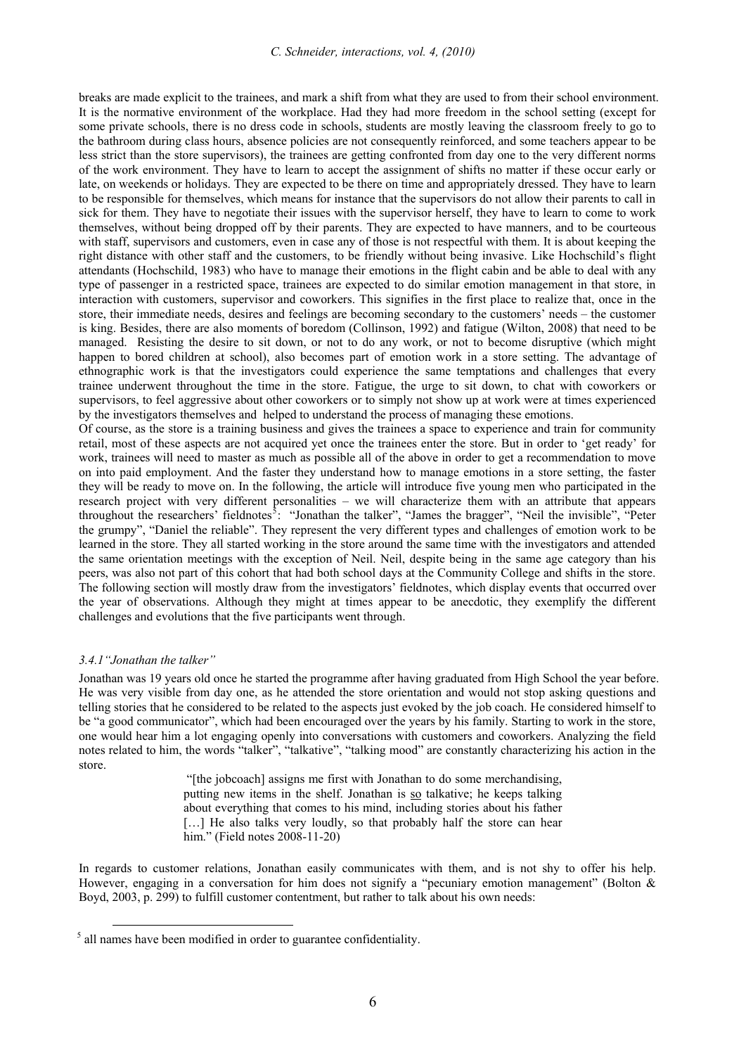breaks are made explicit to the trainees, and mark a shift from what they are used to from their school environment. It is the normative environment of the workplace. Had they had more freedom in the school setting (except for some private schools, there is no dress code in schools, students are mostly leaving the classroom freely to go to the bathroom during class hours, absence policies are not consequently reinforced, and some teachers appear to be less strict than the store supervisors), the trainees are getting confronted from day one to the very different norms of the work environment. They have to learn to accept the assignment of shifts no matter if these occur early or late, on weekends or holidays. They are expected to be there on time and appropriately dressed. They have to learn to be responsible for themselves, which means for instance that the supervisors do not allow their parents to call in sick for them. They have to negotiate their issues with the supervisor herself, they have to learn to come to work themselves, without being dropped off by their parents. They are expected to have manners, and to be courteous with staff, supervisors and customers, even in case any of those is not respectful with them. It is about keeping the right distance with other staff and the customers, to be friendly without being invasive. Like Hochschild's flight attendants (Hochschild, 1983) who have to manage their emotions in the flight cabin and be able to deal with any type of passenger in a restricted space, trainees are expected to do similar emotion management in that store, in interaction with customers, supervisor and coworkers. This signifies in the first place to realize that, once in the store, their immediate needs, desires and feelings are becoming secondary to the customers' needs – the customer is king. Besides, there are also moments of boredom (Collinson, 1992) and fatigue (Wilton, 2008) that need to be managed. Resisting the desire to sit down, or not to do any work, or not to become disruptive (which might happen to bored children at school), also becomes part of emotion work in a store setting. The advantage of ethnographic work is that the investigators could experience the same temptations and challenges that every trainee underwent throughout the time in the store. Fatigue, the urge to sit down, to chat with coworkers or supervisors, to feel aggressive about other coworkers or to simply not show up at work were at times experienced by the investigators themselves and helped to understand the process of managing these emotions.

Of course, as the store is a training business and gives the trainees a space to experience and train for community retail, most of these aspects are not acquired yet once the trainees enter the store. But in order to 'get ready' for work, trainees will need to master as much as possible all of the above in order to get a recommendation to move on into paid employment. And the faster they understand how to manage emotions in a store setting, the faster they will be ready to move on. In the following, the article will introduce five young men who participated in the research project with very different personalities – we will characterize them with an attribute that appears throughout the researchers' fieldnotes[5]: "Jonathan the talker", "James the bragger", "Neil the invisible", "Peter the grumpy", "Daniel the reliable". They represent the very different types and challenges of emotion work to be learned in the store. They all started working in the store around the same time with the investigators and attended the same orientation meetings with the exception of Neil. Neil, despite being in the same age category than his peers, was also not part of this cohort that had both school days at the Community College and shifts in the store. The following section will mostly draw from the investigators' fieldnotes, which display events that occurred over the year of observations. Although they might at times appear to be anecdotic, they exemplify the different challenges and evolutions that the five participants went through.

### *3.4.1 "Jonathan the talker"*

Jonathan was 19 years old once he started the programme after having graduated from High School the year before. He was very visible from day one, as he attended the store orientation and would not stop asking questions and telling stories that he considered to be related to the aspects just evoked by the job coach. He considered himself to be "a good communicator", which had been encouraged over the years by his family. Starting to work in the store, one would hear him a lot engaging openly into conversations with customers and coworkers. Analyzing the field notes related to him, the words "talker", "talkative", "talking mood" are constantly characterizing his action in the store.

> "[the jobcoach] assigns me first with Jonathan to do some merchandising, putting new items in the shelf. Jonathan is <u>so</u> talkative; he keeps talking about everything that comes to his mind, including stories about his father […] He also talks very loudly, so that probably half the store can hear him." (Field notes 2008-11-20)

In regards to customer relations, Jonathan easily communicates with them, and is not shy to offer his help. However, engaging in a conversation for him does not signify a "pecuniary emotion management" (Bolton & Boyd, 2003, p. 299) to fulfill customer contentment, but rather to talk about his own needs:

---

[5] all names have been modified in order to guarantee confidentiality.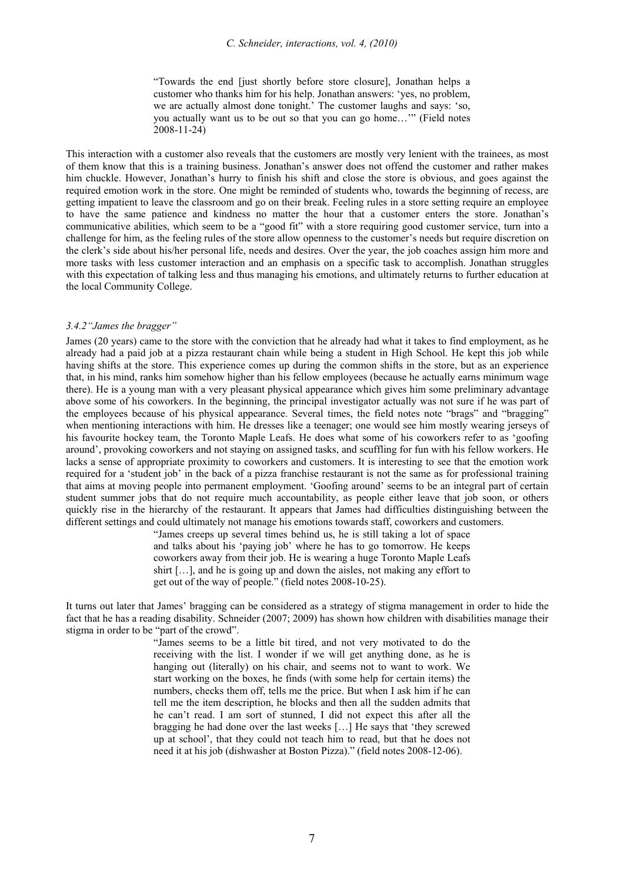> "Towards the end [just shortly before store closure], Jonathan helps a customer who thanks him for his help. Jonathan answers: 'yes, no problem, we are actually almost done tonight.' The customer laughs and says: 'so, you actually want us to be out so that you can go home…'" (Field notes 2008-11-24)

This interaction with a customer also reveals that the customers are mostly very lenient with the trainees, as most of them know that this is a training business. Jonathan's answer does not offend the customer and rather makes him chuckle. However, Jonathan's hurry to finish his shift and close the store is obvious, and goes against the required emotion work in the store. One might be reminded of students who, towards the beginning of recess, are getting impatient to leave the classroom and go on their break. Feeling rules in a store setting require an employee to have the same patience and kindness no matter the hour that a customer enters the store. Jonathan's communicative abilities, which seem to be a "good fit" with a store requiring good customer service, turn into a challenge for him, as the feeling rules of the store allow openness to the customer's needs but require discretion on the clerk's side about his/her personal life, needs and desires. Over the year, the job coaches assign him more and more tasks with less customer interaction and an emphasis on a specific task to accomplish. Jonathan struggles with this expectation of talking less and thus managing his emotions, and ultimately returns to further education at the local Community College.

#### *3.4.2"James the bragger"*

James (20 years) came to the store with the conviction that he already had what it takes to find employment, as he already had a paid job at a pizza restaurant chain while being a student in High School. He kept this job while having shifts at the store. This experience comes up during the common shifts in the store, but as an experience that, in his mind, ranks him somehow higher than his fellow employees (because he actually earns minimum wage there). He is a young man with a very pleasant physical appearance which gives him some preliminary advantage above some of his coworkers. In the beginning, the principal investigator actually was not sure if he was part of the employees because of his physical appearance. Several times, the field notes note "brags" and "bragging" when mentioning interactions with him. He dresses like a teenager; one would see him mostly wearing jerseys of his favourite hockey team, the Toronto Maple Leafs. He does what some of his coworkers refer to as 'goofing around', provoking coworkers and not staying on assigned tasks, and scuffling for fun with his fellow workers. He lacks a sense of appropriate proximity to coworkers and customers. It is interesting to see that the emotion work required for a 'student job' in the back of a pizza franchise restaurant is not the same as for professional training that aims at moving people into permanent employment. 'Goofing around' seems to be an integral part of certain student summer jobs that do not require much accountability, as people either leave that job soon, or others quickly rise in the hierarchy of the restaurant. It appears that James had difficulties distinguishing between the different settings and could ultimately not manage his emotions towards staff, coworkers and customers.

> "James creeps up several times behind us, he is still taking a lot of space and talks about his 'paying job' where he has to go tomorrow. He keeps coworkers away from their job. He is wearing a huge Toronto Maple Leafs shirt […], and he is going up and down the aisles, not making any effort to get out of the way of people." (field notes 2008-10-25).

It turns out later that James' bragging can be considered as a strategy of stigma management in order to hide the fact that he has a reading disability. Schneider (2007; 2009) has shown how children with disabilities manage their stigma in order to be "part of the crowd".

> "James seems to be a little bit tired, and not very motivated to do the receiving with the list. I wonder if we will get anything done, as he is hanging out (literally) on his chair, and seems not to want to work. We start working on the boxes, he finds (with some help for certain items) the numbers, checks them off, tells me the price. But when I ask him if he can tell me the item description, he blocks and then all the sudden admits that he can't read. I am sort of stunned, I did not expect this after all the bragging he had done over the last weeks […] He says that 'they screwed up at school', that they could not teach him to read, but that he does not need it at his job (dishwasher at Boston Pizza)." (field notes 2008-12-06).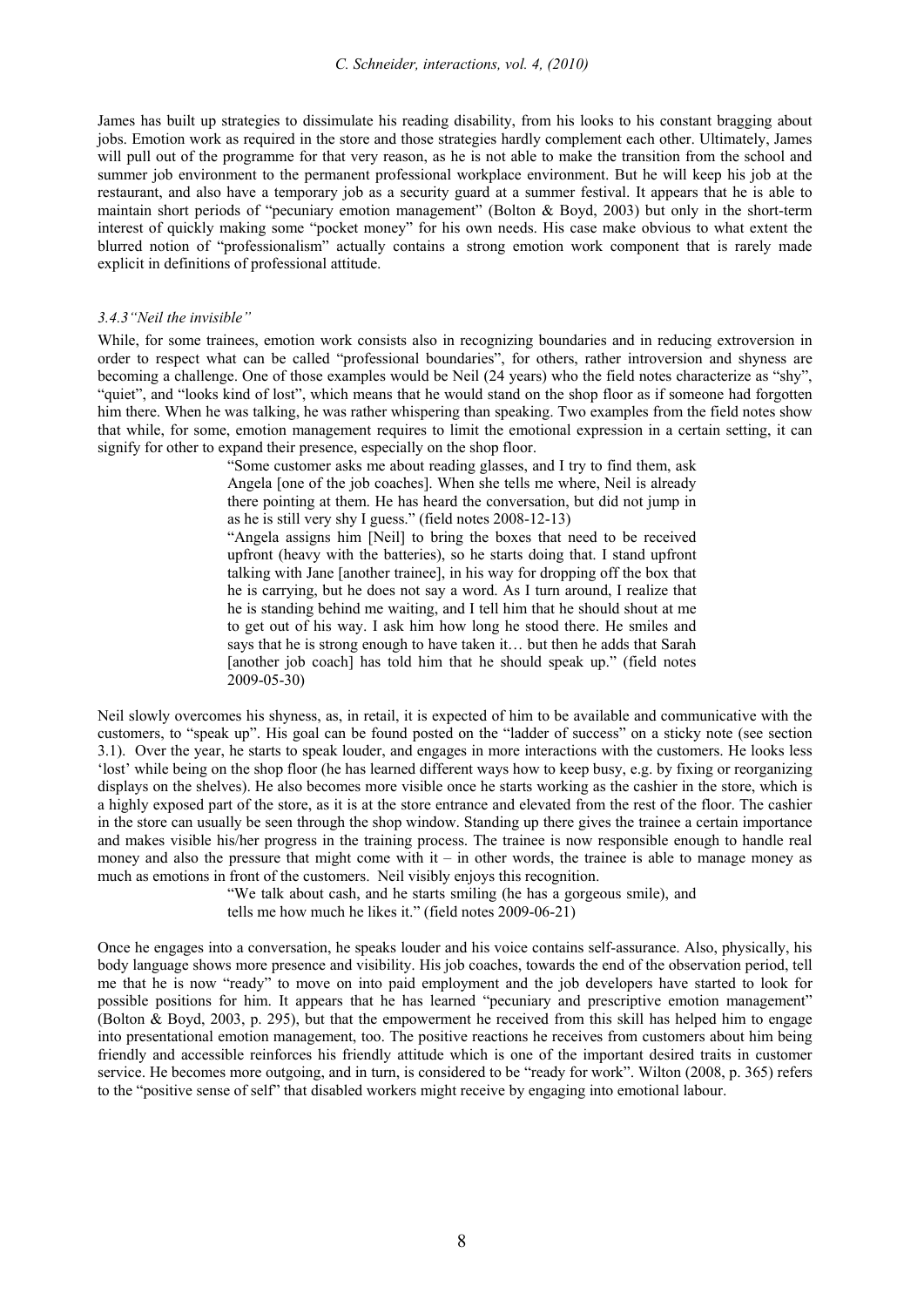James has built up strategies to dissimulate his reading disability, from his looks to his constant bragging about jobs. Emotion work as required in the store and those strategies hardly complement each other. Ultimately, James will pull out of the programme for that very reason, as he is not able to make the transition from the school and summer job environment to the permanent professional workplace environment. But he will keep his job at the restaurant, and also have a temporary job as a security guard at a summer festival. It appears that he is able to maintain short periods of "pecuniary emotion management" (Bolton & Boyd, 2003) but only in the short-term interest of quickly making some "pocket money" for his own needs. His case make obvious to what extent the blurred notion of "professionalism" actually contains a strong emotion work component that is rarely made explicit in definitions of professional attitude.

### *3.4.3 "Neil the invisible"*

While, for some trainees, emotion work consists also in recognizing boundaries and in reducing extroversion in order to respect what can be called "professional boundaries", for others, rather introversion and shyness are becoming a challenge. One of those examples would be Neil (24 years) who the field notes characterize as "shy", "quiet", and "looks kind of lost", which means that he would stand on the shop floor as if someone had forgotten him there. When he was talking, he was rather whispering than speaking. Two examples from the field notes show that while, for some, emotion management requires to limit the emotional expression in a certain setting, it can signify for other to expand their presence, especially on the shop floor.

> "Some customer asks me about reading glasses, and I try to find them, ask Angela [one of the job coaches]. When she tells me where, Neil is already there pointing at them. He has heard the conversation, but did not jump in as he is still very shy I guess." (field notes 2008-12-13)
>
> "Angela assigns him [Neil] to bring the boxes that need to be received upfront (heavy with the batteries), so he starts doing that. I stand upfront talking with Jane [another trainee], in his way for dropping off the box that he is carrying, but he does not say a word. As I turn around, I realize that he is standing behind me waiting, and I tell him that he should shout at me to get out of his way. I ask him how long he stood there. He smiles and says that he is strong enough to have taken it… but then he adds that Sarah [another job coach] has told him that he should speak up." (field notes 2009-05-30)

Neil slowly overcomes his shyness, as, in retail, it is expected of him to be available and communicative with the customers, to "speak up". His goal can be found posted on the "ladder of success" on a sticky note (see section 3.1). Over the year, he starts to speak louder, and engages in more interactions with the customers. He looks less 'lost' while being on the shop floor (he has learned different ways how to keep busy, e.g. by fixing or reorganizing displays on the shelves). He also becomes more visible once he starts working as the cashier in the store, which is a highly exposed part of the store, as it is at the store entrance and elevated from the rest of the floor. The cashier in the store can usually be seen through the shop window. Standing up there gives the trainee a certain importance and makes visible his/her progress in the training process. The trainee is now responsible enough to handle real money and also the pressure that might come with it – in other words, the trainee is able to manage money as much as emotions in front of the customers. Neil visibly enjoys this recognition.

> "We talk about cash, and he starts smiling (he has a gorgeous smile), and tells me how much he likes it." (field notes 2009-06-21)

Once he engages into a conversation, he speaks louder and his voice contains self-assurance. Also, physically, his body language shows more presence and visibility. His job coaches, towards the end of the observation period, tell me that he is now "ready" to move on into paid employment and the job developers have started to look for possible positions for him. It appears that he has learned "pecuniary and prescriptive emotion management" (Bolton & Boyd, 2003, p. 295), but that the empowerment he received from this skill has helped him to engage into presentational emotion management, too. The positive reactions he receives from customers about him being friendly and accessible reinforces his friendly attitude which is one of the important desired traits in customer service. He becomes more outgoing, and in turn, is considered to be "ready for work". Wilton (2008, p. 365) refers to the "positive sense of self" that disabled workers might receive by engaging into emotional labour.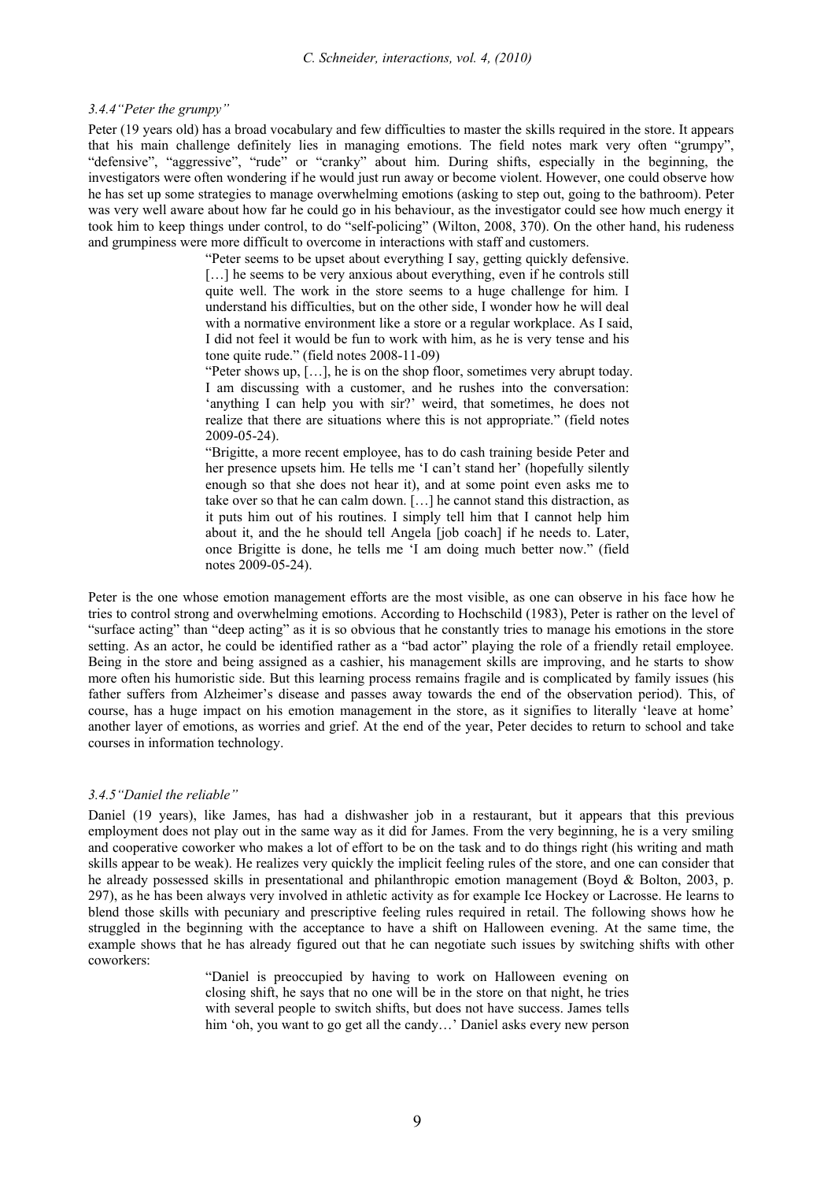### *3.4.4 "Peter the grumpy"*

Peter (19 years old) has a broad vocabulary and few difficulties to master the skills required in the store. It appears that his main challenge definitely lies in managing emotions. The field notes mark very often "grumpy", "defensive", "aggressive", "rude" or "cranky" about him. During shifts, especially in the beginning, the investigators were often wondering if he would just run away or become violent. However, one could observe how he has set up some strategies to manage overwhelming emotions (asking to step out, going to the bathroom). Peter was very well aware about how far he could go in his behaviour, as the investigator could see how much energy it took him to keep things under control, to do "self-policing" (Wilton, 2008, 370). On the other hand, his rudeness and grumpiness were more difficult to overcome in interactions with staff and customers.

> "Peter seems to be upset about everything I say, getting quickly defensive. […] he seems to be very anxious about everything, even if he controls still quite well. The work in the store seems to a huge challenge for him. I understand his difficulties, but on the other side, I wonder how he will deal with a normative environment like a store or a regular workplace. As I said, I did not feel it would be fun to work with him, as he is very tense and his tone quite rude." (field notes 2008-11-09)
>
> "Peter shows up, […], he is on the shop floor, sometimes very abrupt today. I am discussing with a customer, and he rushes into the conversation: 'anything I can help you with sir?' weird, that sometimes, he does not realize that there are situations where this is not appropriate." (field notes 2009-05-24).
>
> "Brigitte, a more recent employee, has to do cash training beside Peter and her presence upsets him. He tells me 'I can't stand her' (hopefully silently enough so that she does not hear it), and at some point even asks me to take over so that he can calm down. […] he cannot stand this distraction, as it puts him out of his routines. I simply tell him that I cannot help him about it, and the he should tell Angela [job coach] if he needs to. Later, once Brigitte is done, he tells me 'I am doing much better now." (field notes 2009-05-24).

Peter is the one whose emotion management efforts are the most visible, as one can observe in his face how he tries to control strong and overwhelming emotions. According to Hochschild (1983), Peter is rather on the level of "surface acting" than "deep acting" as it is so obvious that he constantly tries to manage his emotions in the store setting. As an actor, he could be identified rather as a "bad actor" playing the role of a friendly retail employee. Being in the store and being assigned as a cashier, his management skills are improving, and he starts to show more often his humoristic side. But this learning process remains fragile and is complicated by family issues (his father suffers from Alzheimer's disease and passes away towards the end of the observation period). This, of course, has a huge impact on his emotion management in the store, as it signifies to literally 'leave at home' another layer of emotions, as worries and grief. At the end of the year, Peter decides to return to school and take courses in information technology.

### *3.4.5 "Daniel the reliable"*

Daniel (19 years), like James, has had a dishwasher job in a restaurant, but it appears that this previous employment does not play out in the same way as it did for James. From the very beginning, he is a very smiling and cooperative coworker who makes a lot of effort to be on the task and to do things right (his writing and math skills appear to be weak). He realizes very quickly the implicit feeling rules of the store, and one can consider that he already possessed skills in presentational and philanthropic emotion management (Boyd & Bolton, 2003, p. 297), as he has been always very involved in athletic activity as for example Ice Hockey or Lacrosse. He learns to blend those skills with pecuniary and prescriptive feeling rules required in retail. The following shows how he struggled in the beginning with the acceptance to have a shift on Halloween evening. At the same time, the example shows that he has already figured out that he can negotiate such issues by switching shifts with other coworkers:

> "Daniel is preoccupied by having to work on Halloween evening on closing shift, he says that no one will be in the store on that night, he tries with several people to switch shifts, but does not have success. James tells him 'oh, you want to go get all the candy…' Daniel asks every new person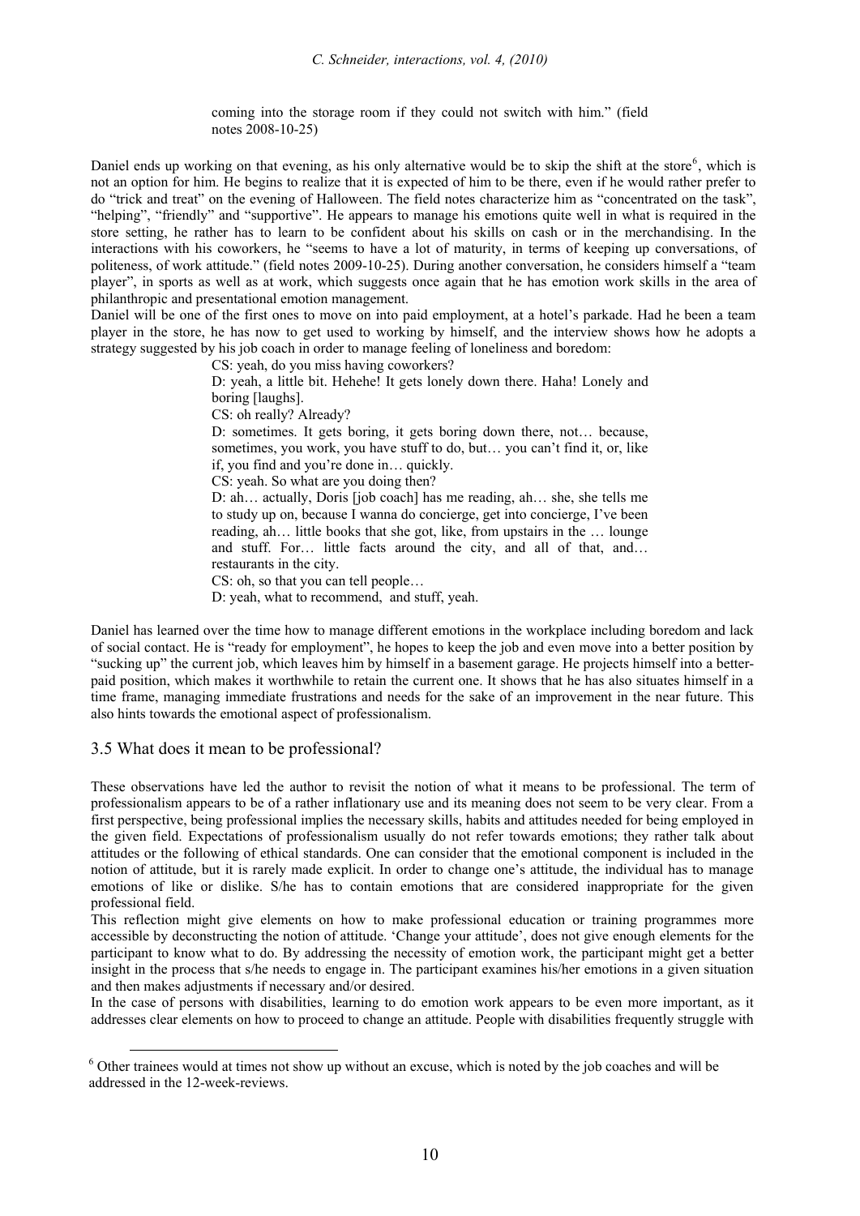> coming into the storage room if they could not switch with him." (field notes 2008-10-25)

Daniel ends up working on that evening, as his only alternative would be to skip the shift at the store[6], which is not an option for him. He begins to realize that it is expected of him to be there, even if he would rather prefer to do "trick and treat" on the evening of Halloween. The field notes characterize him as "concentrated on the task", "helping", "friendly" and "supportive". He appears to manage his emotions quite well in what is required in the store setting, he rather has to learn to be confident about his skills on cash or in the merchandising. In the interactions with his coworkers, he "seems to have a lot of maturity, in terms of keeping up conversations, of politeness, of work attitude." (field notes 2009-10-25). During another conversation, he considers himself a "team player", in sports as well as at work, which suggests once again that he has emotion work skills in the area of philanthropic and presentational emotion management.

Daniel will be one of the first ones to move on into paid employment, at a hotel's parkade. Had he been a team player in the store, he has now to get used to working by himself, and the interview shows how he adopts a strategy suggested by his job coach in order to manage feeling of loneliness and boredom:

> CS: yeah, do you miss having coworkers?
>
> D: yeah, a little bit. Hehehe! It gets lonely down there. Haha! Lonely and boring [laughs].
>
> CS: oh really? Already?
>
> D: sometimes. It gets boring, it gets boring down there, not… because, sometimes, you work, you have stuff to do, but… you can't find it, or, like if, you find and you're done in… quickly.
>
> CS: yeah. So what are you doing then?
>
> D: ah… actually, Doris [job coach] has me reading, ah… she, she tells me to study up on, because I wanna do concierge, get into concierge, I've been reading, ah… little books that she got, like, from upstairs in the … lounge and stuff. For… little facts around the city, and all of that, and… restaurants in the city.
>
> CS: oh, so that you can tell people…
>
> D: yeah, what to recommend, and stuff, yeah.

Daniel has learned over the time how to manage different emotions in the workplace including boredom and lack of social contact. He is "ready for employment", he hopes to keep the job and even move into a better position by "sucking up" the current job, which leaves him by himself in a basement garage. He projects himself into a better-paid position, which makes it worthwhile to retain the current one. It shows that he has also situates himself in a time frame, managing immediate frustrations and needs for the sake of an improvement in the near future. This also hints towards the emotional aspect of professionalism.

### 3.5 What does it mean to be professional?

These observations have led the author to revisit the notion of what it means to be professional. The term of professionalism appears to be of a rather inflationary use and its meaning does not seem to be very clear. From a first perspective, being professional implies the necessary skills, habits and attitudes needed for being employed in the given field. Expectations of professionalism usually do not refer towards emotions; they rather talk about attitudes or the following of ethical standards. One can consider that the emotional component is included in the notion of attitude, but it is rarely made explicit. In order to change one's attitude, the individual has to manage emotions of like or dislike. S/he has to contain emotions that are considered inappropriate for the given professional field.

This reflection might give elements on how to make professional education or training programmes more accessible by deconstructing the notion of attitude. 'Change your attitude', does not give enough elements for the participant to know what to do. By addressing the necessity of emotion work, the participant might get a better insight in the process that s/he needs to engage in. The participant examines his/her emotions in a given situation and then makes adjustments if necessary and/or desired.

In the case of persons with disabilities, learning to do emotion work appears to be even more important, as it addresses clear elements on how to proceed to change an attitude. People with disabilities frequently struggle with

[6] Other trainees would at times not show up without an excuse, which is noted by the job coaches and will be addressed in the 12-week-reviews.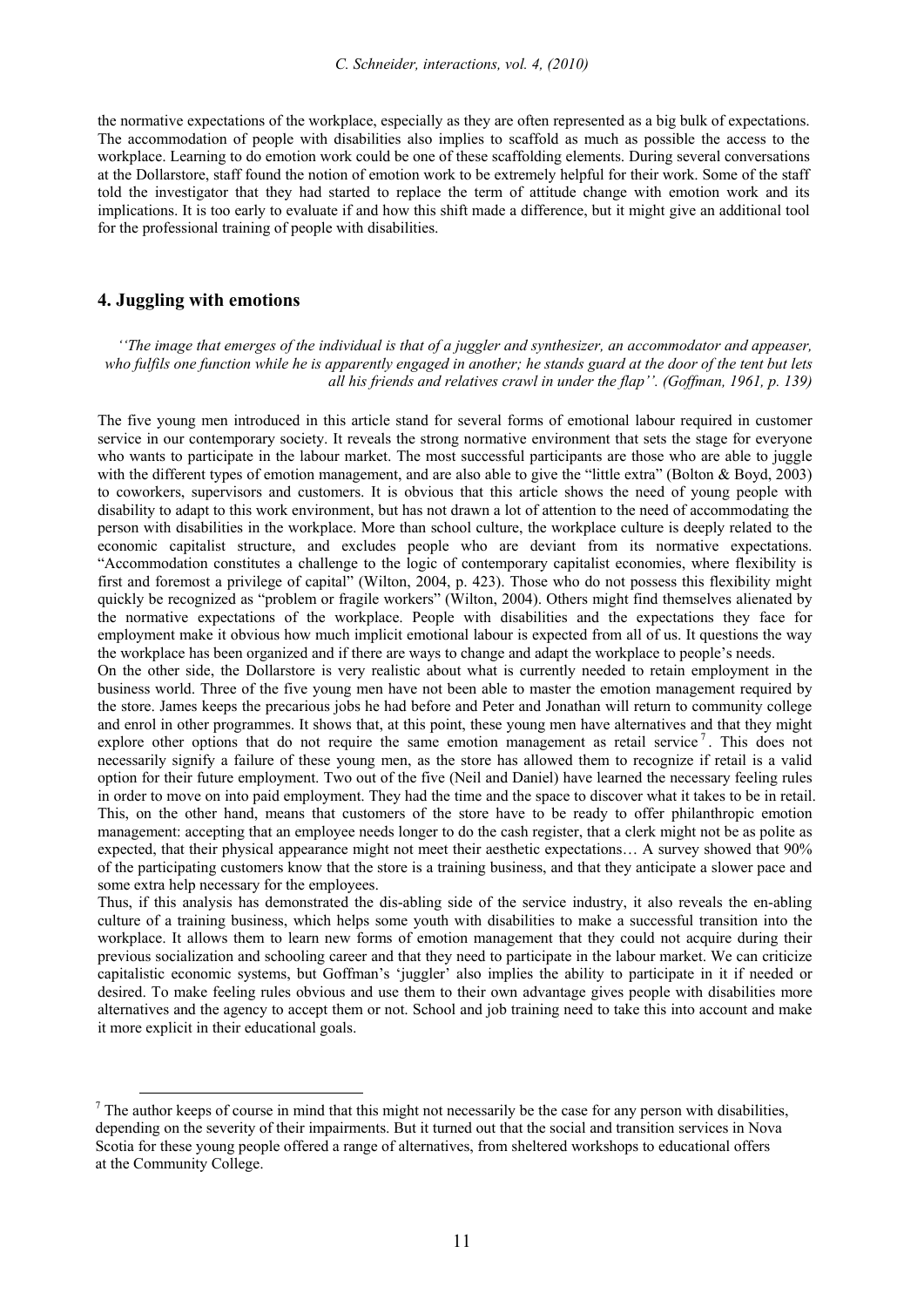the normative expectations of the workplace, especially as they are often represented as a big bulk of expectations. The accommodation of people with disabilities also implies to scaffold as much as possible the access to the workplace. Learning to do emotion work could be one of these scaffolding elements. During several conversations at the Dollarstore, staff found the notion of emotion work to be extremely helpful for their work. Some of the staff told the investigator that they had started to replace the term of attitude change with emotion work and its implications. It is too early to evaluate if and how this shift made a difference, but it might give an additional tool for the professional training of people with disabilities.

## 4. Juggling with emotions

*''The image that emerges of the individual is that of a juggler and synthesizer, an accommodator and appeaser, who fulfils one function while he is apparently engaged in another; he stands guard at the door of the tent but lets all his friends and relatives crawl in under the flap''. (Goffman, 1961, p. 139)*

The five young men introduced in this article stand for several forms of emotional labour required in customer service in our contemporary society. It reveals the strong normative environment that sets the stage for everyone who wants to participate in the labour market. The most successful participants are those who are able to juggle with the different types of emotion management, and are also able to give the "little extra" (Bolton & Boyd, 2003) to coworkers, supervisors and customers. It is obvious that this article shows the need of young people with disability to adapt to this work environment, but has not drawn a lot of attention to the need of accommodating the person with disabilities in the workplace. More than school culture, the workplace culture is deeply related to the economic capitalist structure, and excludes people who are deviant from its normative expectations. "Accommodation constitutes a challenge to the logic of contemporary capitalist economies, where flexibility is first and foremost a privilege of capital" (Wilton, 2004, p. 423). Those who do not possess this flexibility might quickly be recognized as "problem or fragile workers" (Wilton, 2004). Others might find themselves alienated by the normative expectations of the workplace. People with disabilities and the expectations they face for employment make it obvious how much implicit emotional labour is expected from all of us. It questions the way the workplace has been organized and if there are ways to change and adapt the workplace to people's needs.

On the other side, the Dollarstore is very realistic about what is currently needed to retain employment in the business world. Three of the five young men have not been able to master the emotion management required by the store. James keeps the precarious jobs he had before and Peter and Jonathan will return to community college and enrol in other programmes. It shows that, at this point, these young men have alternatives and that they might explore other options that do not require the same emotion management as retail service[7]. This does not necessarily signify a failure of these young men, as the store has allowed them to recognize if retail is a valid option for their future employment. Two out of the five (Neil and Daniel) have learned the necessary feeling rules in order to move on into paid employment. They had the time and the space to discover what it takes to be in retail. This, on the other hand, means that customers of the store have to be ready to offer philanthropic emotion management: accepting that an employee needs longer to do the cash register, that a clerk might not be as polite as expected, that their physical appearance might not meet their aesthetic expectations… A survey showed that 90% of the participating customers know that the store is a training business, and that they anticipate a slower pace and some extra help necessary for the employees.

Thus, if this analysis has demonstrated the dis-abling side of the service industry, it also reveals the en-abling culture of a training business, which helps some youth with disabilities to make a successful transition into the workplace. It allows them to learn new forms of emotion management that they could not acquire during their previous socialization and schooling career and that they need to participate in the labour market. We can criticize capitalistic economic systems, but Goffman's 'juggler' also implies the ability to participate in it if needed or desired. To make feeling rules obvious and use them to their own advantage gives people with disabilities more alternatives and the agency to accept them or not. School and job training need to take this into account and make it more explicit in their educational goals.

---

[7] The author keeps of course in mind that this might not necessarily be the case for any person with disabilities, depending on the severity of their impairments. But it turned out that the social and transition services in Nova Scotia for these young people offered a range of alternatives, from sheltered workshops to educational offers at the Community College.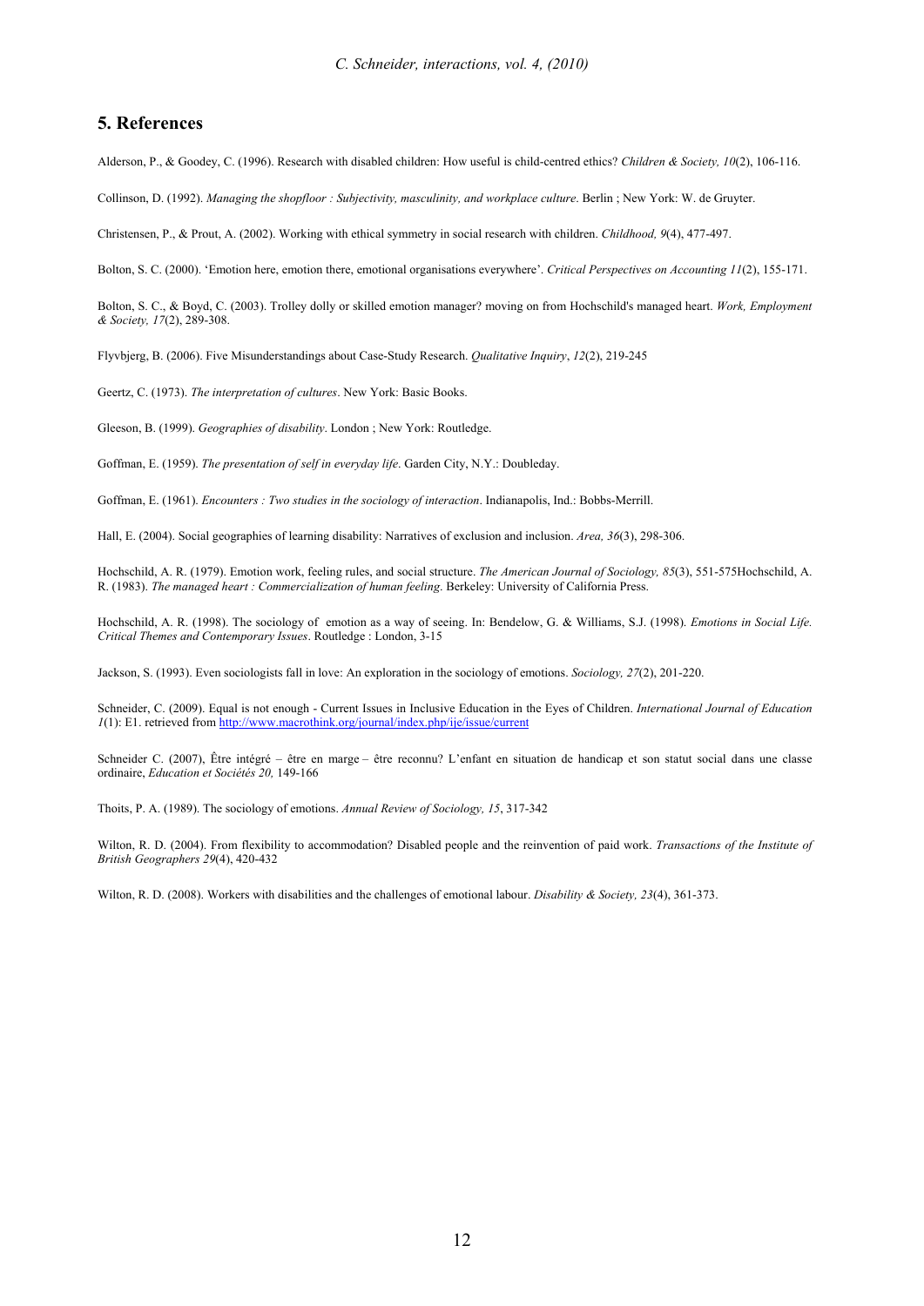## 5. References

Alderson, P., & Goodey, C. (1996). Research with disabled children: How useful is child-centred ethics? *Children & Society, 10*(2), 106-116.

Collinson, D. (1992). *Managing the shopfloor : Subjectivity, masculinity, and workplace culture*. Berlin ; New York: W. de Gruyter.

Christensen, P., & Prout, A. (2002). Working with ethical symmetry in social research with children. *Childhood, 9*(4), 477-497.

Bolton, S. C. (2000). 'Emotion here, emotion there, emotional organisations everywhere'. *Critical Perspectives on Accounting 11*(2), 155-171.

Bolton, S. C., & Boyd, C. (2003). Trolley dolly or skilled emotion manager? moving on from Hochschild's managed heart. *Work, Employment & Society, 17*(2), 289-308.

Flyvbjerg, B. (2006). Five Misunderstandings about Case-Study Research. *Qualitative Inquiry*, *12*(2), 219-245

Geertz, C. (1973). *The interpretation of cultures*. New York: Basic Books.

Gleeson, B. (1999). *Geographies of disability*. London ; New York: Routledge.

Goffman, E. (1959). *The presentation of self in everyday life*. Garden City, N.Y.: Doubleday.

Goffman, E. (1961). *Encounters : Two studies in the sociology of interaction*. Indianapolis, Ind.: Bobbs-Merrill.

Hall, E. (2004). Social geographies of learning disability: Narratives of exclusion and inclusion. *Area, 36*(3), 298-306.

Hochschild, A. R. (1979). Emotion work, feeling rules, and social structure. *The American Journal of Sociology, 85*(3), 551-575Hochschild, A. R. (1983). *The managed heart : Commercialization of human feeling*. Berkeley: University of California Press.

Hochschild, A. R. (1998). The sociology of emotion as a way of seeing. In: Bendelow, G. & Williams, S.J. (1998). *Emotions in Social Life. Critical Themes and Contemporary Issues*. Routledge : London, 3-15

Jackson, S. (1993). Even sociologists fall in love: An exploration in the sociology of emotions. *Sociology, 27*(2), 201-220.

Schneider, C. (2009). Equal is not enough - Current Issues in Inclusive Education in the Eyes of Children. *International Journal of Education 1*(1): E1. retrieved from http://www.macrothink.org/journal/index.php/ije/issue/current

Schneider C. (2007), Être intégré – être en marge – être reconnu? L'enfant en situation de handicap et son statut social dans une classe ordinaire, *Education et Sociétés 20,* 149-166

Thoits, P. A. (1989). The sociology of emotions. *Annual Review of Sociology, 15*, 317-342

Wilton, R. D. (2004). From flexibility to accommodation? Disabled people and the reinvention of paid work. *Transactions of the Institute of British Geographers 29*(4), 420-432

Wilton, R. D. (2008). Workers with disabilities and the challenges of emotional labour. *Disability & Society, 23*(4), 361-373.